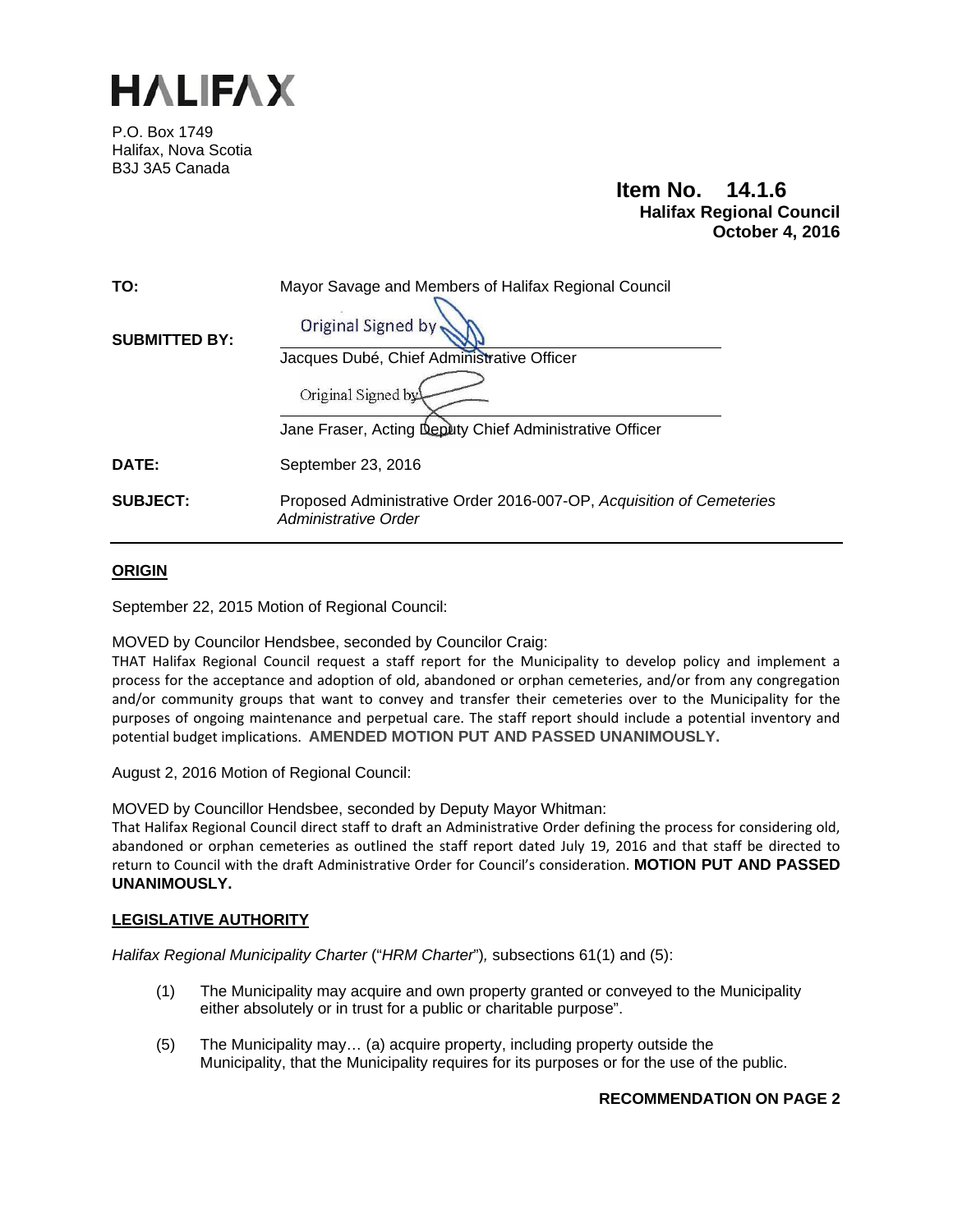# HALIFAX

P.O. Box 1749
Halifax, Nova Scotia
B3J 3A5 Canada

**Item No. 14.1.6**
**Halifax Regional Council**
**October 4, 2016**

| | |
|---|---|
| **TO:** | Mayor Savage and Members of Halifax Regional Council |
| **SUBMITTED BY:** | Original Signed by<br>Jacques Dubé, Chief Administrative Officer<br><br>Original Signed by<br>Jane Fraser, Acting Deputy Chief Administrative Officer |
| **DATE:** | September 23, 2016 |
| **SUBJECT:** | Proposed Administrative Order 2016-007-OP, *Acquisition of Cemeteries Administrative Order* |

## ORIGIN

September 22, 2015 Motion of Regional Council:

MOVED by Councilor Hendsbee, seconded by Councilor Craig:
THAT Halifax Regional Council request a staff report for the Municipality to develop policy and implement a process for the acceptance and adoption of old, abandoned or orphan cemeteries, and/or from any congregation and/or community groups that want to convey and transfer their cemeteries over to the Municipality for the purposes of ongoing maintenance and perpetual care. The staff report should include a potential inventory and potential budget implications. **AMENDED MOTION PUT AND PASSED UNANIMOUSLY.**

August 2, 2016 Motion of Regional Council:

MOVED by Councillor Hendsbee, seconded by Deputy Mayor Whitman:
That Halifax Regional Council direct staff to draft an Administrative Order defining the process for considering old, abandoned or orphan cemeteries as outlined the staff report dated July 19, 2016 and that staff be directed to return to Council with the draft Administrative Order for Council's consideration. **MOTION PUT AND PASSED UNANIMOUSLY.**

## LEGISLATIVE AUTHORITY

*Halifax Regional Municipality Charter* ("*HRM Charter*")*,* subsections 61(1) and (5):

(1) The Municipality may acquire and own property granted or conveyed to the Municipality either absolutely or in trust for a public or charitable purpose".

(5) The Municipality may… (a) acquire property, including property outside the Municipality, that the Municipality requires for its purposes or for the use of the public.

**RECOMMENDATION ON PAGE 2**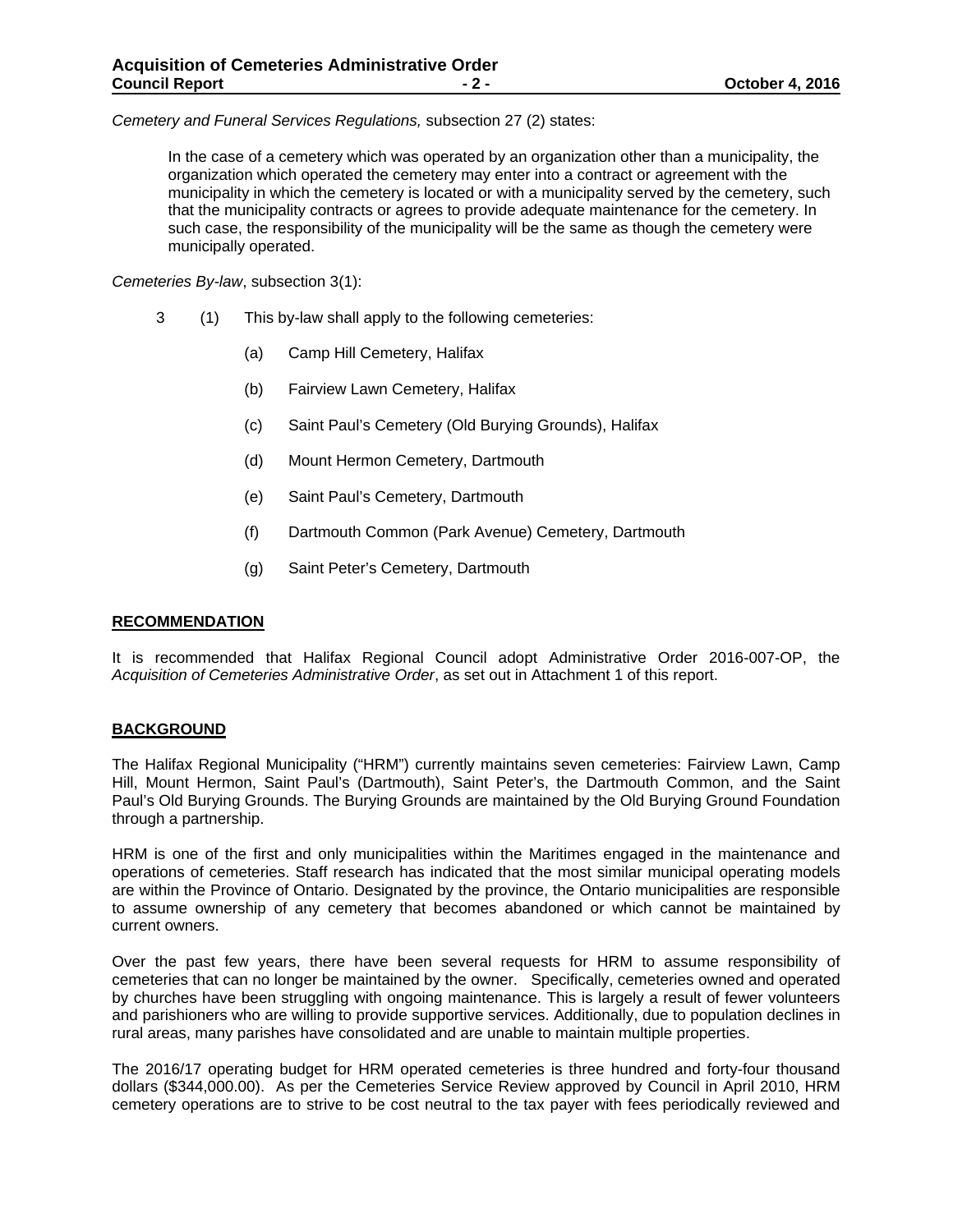*Cemetery and Funeral Services Regulations,* subsection 27 (2) states:

> In the case of a cemetery which was operated by an organization other than a municipality, the organization which operated the cemetery may enter into a contract or agreement with the municipality in which the cemetery is located or with a municipality served by the cemetery, such that the municipality contracts or agrees to provide adequate maintenance for the cemetery. In such case, the responsibility of the municipality will be the same as though the cemetery were municipally operated.

*Cemeteries By-law*, subsection 3(1):

3 (1) This by-law shall apply to the following cemeteries:

- (a) Camp Hill Cemetery, Halifax
- (b) Fairview Lawn Cemetery, Halifax
- (c) Saint Paul's Cemetery (Old Burying Grounds), Halifax
- (d) Mount Hermon Cemetery, Dartmouth
- (e) Saint Paul's Cemetery, Dartmouth
- (f) Dartmouth Common (Park Avenue) Cemetery, Dartmouth
- (g) Saint Peter's Cemetery, Dartmouth

## RECOMMENDATION

It is recommended that Halifax Regional Council adopt Administrative Order 2016-007-OP, the *Acquisition of Cemeteries Administrative Order*, as set out in Attachment 1 of this report.

## BACKGROUND

The Halifax Regional Municipality ("HRM") currently maintains seven cemeteries: Fairview Lawn, Camp Hill, Mount Hermon, Saint Paul's (Dartmouth), Saint Peter's, the Dartmouth Common, and the Saint Paul's Old Burying Grounds. The Burying Grounds are maintained by the Old Burying Ground Foundation through a partnership.

HRM is one of the first and only municipalities within the Maritimes engaged in the maintenance and operations of cemeteries. Staff research has indicated that the most similar municipal operating models are within the Province of Ontario. Designated by the province, the Ontario municipalities are responsible to assume ownership of any cemetery that becomes abandoned or which cannot be maintained by current owners.

Over the past few years, there have been several requests for HRM to assume responsibility of cemeteries that can no longer be maintained by the owner. Specifically, cemeteries owned and operated by churches have been struggling with ongoing maintenance. This is largely a result of fewer volunteers and parishioners who are willing to provide supportive services. Additionally, due to population declines in rural areas, many parishes have consolidated and are unable to maintain multiple properties.

The 2016/17 operating budget for HRM operated cemeteries is three hundred and forty-four thousand dollars ($344,000.00). As per the Cemeteries Service Review approved by Council in April 2010, HRM cemetery operations are to strive to be cost neutral to the tax payer with fees periodically reviewed and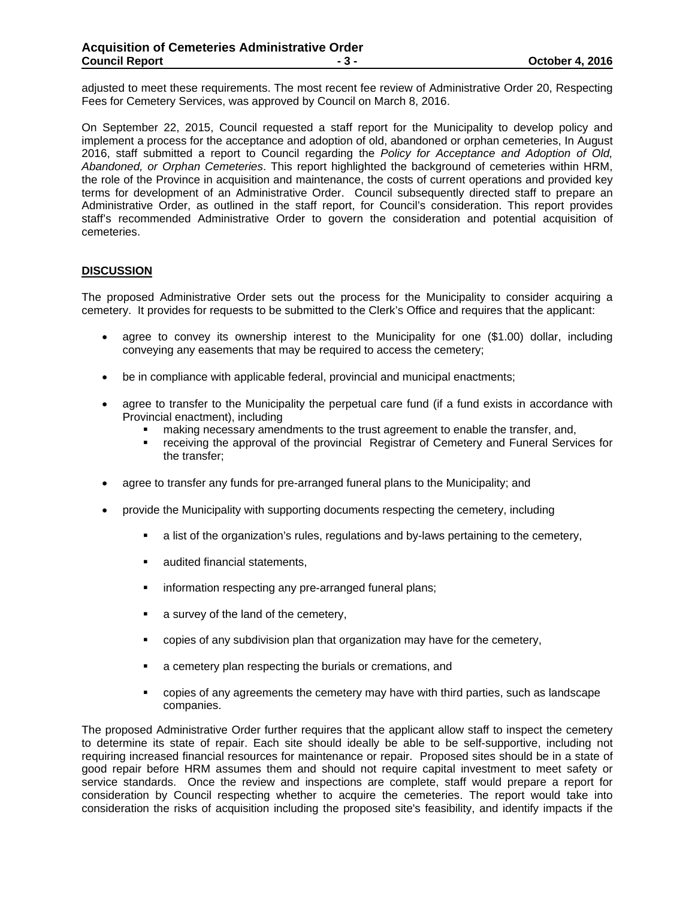adjusted to meet these requirements. The most recent fee review of Administrative Order 20, Respecting Fees for Cemetery Services, was approved by Council on March 8, 2016.

On September 22, 2015, Council requested a staff report for the Municipality to develop policy and implement a process for the acceptance and adoption of old, abandoned or orphan cemeteries, In August 2016, staff submitted a report to Council regarding the *Policy for Acceptance and Adoption of Old, Abandoned, or Orphan Cemeteries*. This report highlighted the background of cemeteries within HRM, the role of the Province in acquisition and maintenance, the costs of current operations and provided key terms for development of an Administrative Order. Council subsequently directed staff to prepare an Administrative Order, as outlined in the staff report, for Council's consideration. This report provides staff's recommended Administrative Order to govern the consideration and potential acquisition of cemeteries.

## DISCUSSION

The proposed Administrative Order sets out the process for the Municipality to consider acquiring a cemetery. It provides for requests to be submitted to the Clerk's Office and requires that the applicant:

- agree to convey its ownership interest to the Municipality for one ($1.00) dollar, including conveying any easements that may be required to access the cemetery;
- be in compliance with applicable federal, provincial and municipal enactments;
- agree to transfer to the Municipality the perpetual care fund (if a fund exists in accordance with Provincial enactment), including
  - making necessary amendments to the trust agreement to enable the transfer, and,
  - receiving the approval of the provincial Registrar of Cemetery and Funeral Services for the transfer;
- agree to transfer any funds for pre-arranged funeral plans to the Municipality; and
- provide the Municipality with supporting documents respecting the cemetery, including
  - a list of the organization's rules, regulations and by-laws pertaining to the cemetery,
  - audited financial statements,
  - information respecting any pre-arranged funeral plans;
  - a survey of the land of the cemetery,
  - copies of any subdivision plan that organization may have for the cemetery,
  - a cemetery plan respecting the burials or cremations, and
  - copies of any agreements the cemetery may have with third parties, such as landscape companies.

The proposed Administrative Order further requires that the applicant allow staff to inspect the cemetery to determine its state of repair. Each site should ideally be able to be self-supportive, including not requiring increased financial resources for maintenance or repair. Proposed sites should be in a state of good repair before HRM assumes them and should not require capital investment to meet safety or service standards. Once the review and inspections are complete, staff would prepare a report for consideration by Council respecting whether to acquire the cemeteries. The report would take into consideration the risks of acquisition including the proposed site's feasibility, and identify impacts if the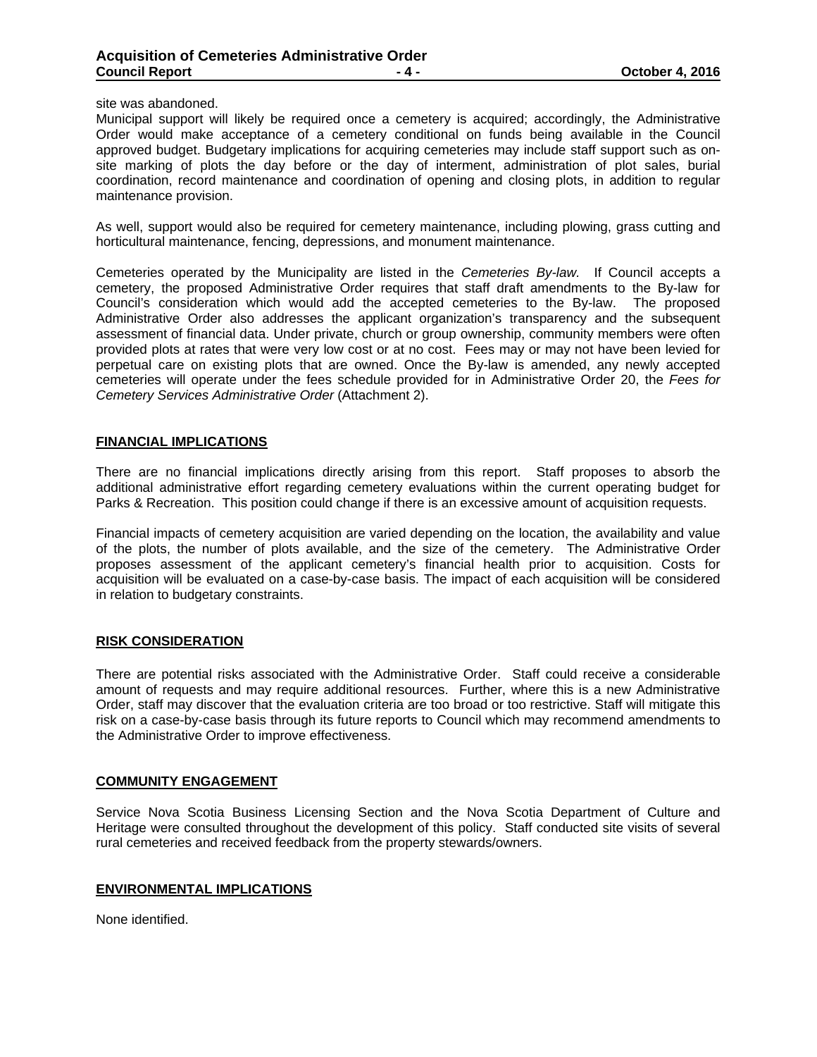site was abandoned.

Municipal support will likely be required once a cemetery is acquired; accordingly, the Administrative Order would make acceptance of a cemetery conditional on funds being available in the Council approved budget. Budgetary implications for acquiring cemeteries may include staff support such as on-site marking of plots the day before or the day of interment, administration of plot sales, burial coordination, record maintenance and coordination of opening and closing plots, in addition to regular maintenance provision.

As well, support would also be required for cemetery maintenance, including plowing, grass cutting and horticultural maintenance, fencing, depressions, and monument maintenance.

Cemeteries operated by the Municipality are listed in the *Cemeteries By-law.* If Council accepts a cemetery, the proposed Administrative Order requires that staff draft amendments to the By-law for Council's consideration which would add the accepted cemeteries to the By-law. The proposed Administrative Order also addresses the applicant organization's transparency and the subsequent assessment of financial data. Under private, church or group ownership, community members were often provided plots at rates that were very low cost or at no cost. Fees may or may not have been levied for perpetual care on existing plots that are owned. Once the By-law is amended, any newly accepted cemeteries will operate under the fees schedule provided for in Administrative Order 20, the *Fees for Cemetery Services Administrative Order* (Attachment 2).

## FINANCIAL IMPLICATIONS

There are no financial implications directly arising from this report. Staff proposes to absorb the additional administrative effort regarding cemetery evaluations within the current operating budget for Parks & Recreation. This position could change if there is an excessive amount of acquisition requests.

Financial impacts of cemetery acquisition are varied depending on the location, the availability and value of the plots, the number of plots available, and the size of the cemetery. The Administrative Order proposes assessment of the applicant cemetery's financial health prior to acquisition. Costs for acquisition will be evaluated on a case-by-case basis. The impact of each acquisition will be considered in relation to budgetary constraints.

## RISK CONSIDERATION

There are potential risks associated with the Administrative Order. Staff could receive a considerable amount of requests and may require additional resources. Further, where this is a new Administrative Order, staff may discover that the evaluation criteria are too broad or too restrictive. Staff will mitigate this risk on a case-by-case basis through its future reports to Council which may recommend amendments to the Administrative Order to improve effectiveness.

## COMMUNITY ENGAGEMENT

Service Nova Scotia Business Licensing Section and the Nova Scotia Department of Culture and Heritage were consulted throughout the development of this policy. Staff conducted site visits of several rural cemeteries and received feedback from the property stewards/owners.

## ENVIRONMENTAL IMPLICATIONS

None identified.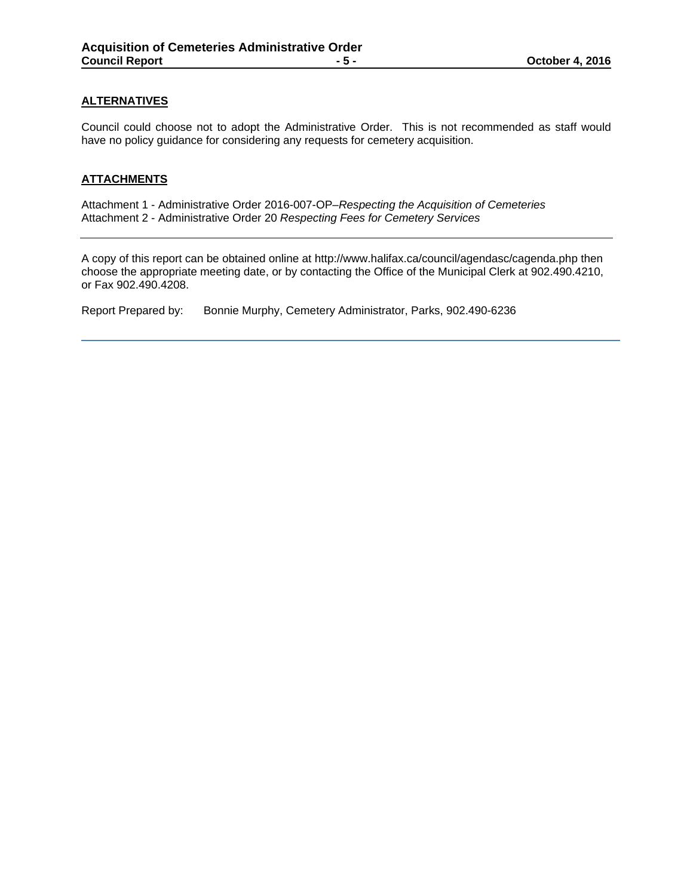## ALTERNATIVES

Council could choose not to adopt the Administrative Order. This is not recommended as staff would have no policy guidance for considering any requests for cemetery acquisition.

## ATTACHMENTS

Attachment 1 - Administrative Order 2016-007-OP–*Respecting the Acquisition of Cemeteries*
Attachment 2 - Administrative Order 20 *Respecting Fees for Cemetery Services*

---

A copy of this report can be obtained online at http://www.halifax.ca/council/agendasc/cagenda.php then choose the appropriate meeting date, or by contacting the Office of the Municipal Clerk at 902.490.4210, or Fax 902.490.4208.

Report Prepared by: Bonnie Murphy, Cemetery Administrator, Parks, 902.490-6236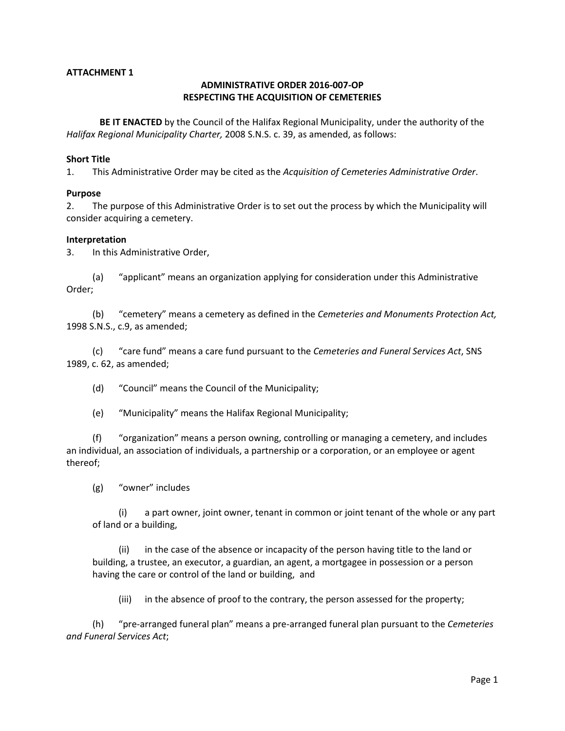**ATTACHMENT 1**

**ADMINISTRATIVE ORDER 2016-007-OP**
**RESPECTING THE ACQUISITION OF CEMETERIES**

**BE IT ENACTED** by the Council of the Halifax Regional Municipality, under the authority of the *Halifax Regional Municipality Charter,* 2008 S.N.S. c. 39, as amended, as follows:

**Short Title**

1. This Administrative Order may be cited as the *Acquisition of Cemeteries Administrative Order*.

**Purpose**

2. The purpose of this Administrative Order is to set out the process by which the Municipality will consider acquiring a cemetery.

**Interpretation**

3. In this Administrative Order,

(a) "applicant" means an organization applying for consideration under this Administrative Order;

(b) "cemetery" means a cemetery as defined in the *Cemeteries and Monuments Protection Act,* 1998 S.N.S., c.9, as amended;

(c) "care fund" means a care fund pursuant to the *Cemeteries and Funeral Services Act*, SNS 1989, c. 62, as amended;

(d) "Council" means the Council of the Municipality;

(e) "Municipality" means the Halifax Regional Municipality;

(f) "organization" means a person owning, controlling or managing a cemetery, and includes an individual, an association of individuals, a partnership or a corporation, or an employee or agent thereof;

(g) "owner" includes

(i) a part owner, joint owner, tenant in common or joint tenant of the whole or any part of land or a building,

(ii) in the case of the absence or incapacity of the person having title to the land or building, a trustee, an executor, a guardian, an agent, a mortgagee in possession or a person having the care or control of the land or building, and

(iii) in the absence of proof to the contrary, the person assessed for the property;

(h) "pre-arranged funeral plan" means a pre-arranged funeral plan pursuant to the *Cemeteries and Funeral Services Act*;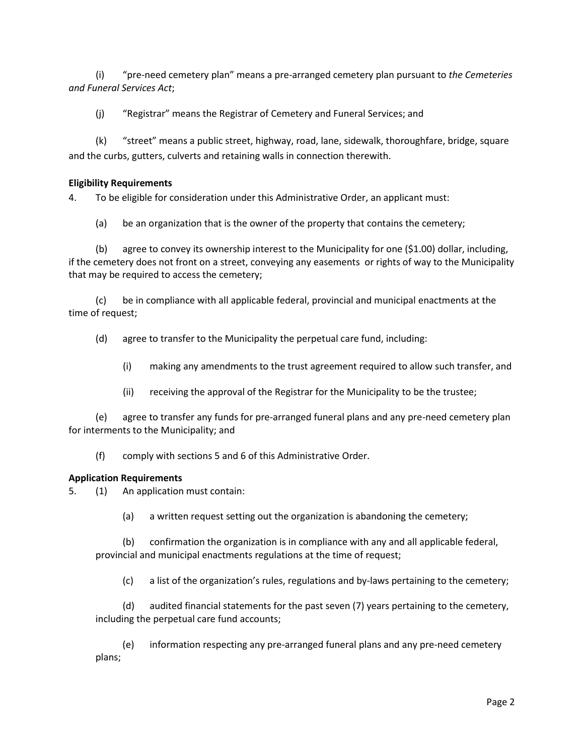(i) "pre-need cemetery plan" means a pre-arranged cemetery plan pursuant to *the Cemeteries and Funeral Services Act*;

(j) "Registrar" means the Registrar of Cemetery and Funeral Services; and

(k) "street" means a public street, highway, road, lane, sidewalk, thoroughfare, bridge, square and the curbs, gutters, culverts and retaining walls in connection therewith.

**Eligibility Requirements**

4. To be eligible for consideration under this Administrative Order, an applicant must:

(a) be an organization that is the owner of the property that contains the cemetery;

(b) agree to convey its ownership interest to the Municipality for one ($1.00) dollar, including, if the cemetery does not front on a street, conveying any easements or rights of way to the Municipality that may be required to access the cemetery;

(c) be in compliance with all applicable federal, provincial and municipal enactments at the time of request;

(d) agree to transfer to the Municipality the perpetual care fund, including:

(i) making any amendments to the trust agreement required to allow such transfer, and

(ii) receiving the approval of the Registrar for the Municipality to be the trustee;

(e) agree to transfer any funds for pre-arranged funeral plans and any pre-need cemetery plan for interments to the Municipality; and

(f) comply with sections 5 and 6 of this Administrative Order.

**Application Requirements**

5. (1) An application must contain:

(a) a written request setting out the organization is abandoning the cemetery;

(b) confirmation the organization is in compliance with any and all applicable federal, provincial and municipal enactments regulations at the time of request;

(c) a list of the organization's rules, regulations and by-laws pertaining to the cemetery;

(d) audited financial statements for the past seven (7) years pertaining to the cemetery, including the perpetual care fund accounts;

(e) information respecting any pre-arranged funeral plans and any pre-need cemetery plans;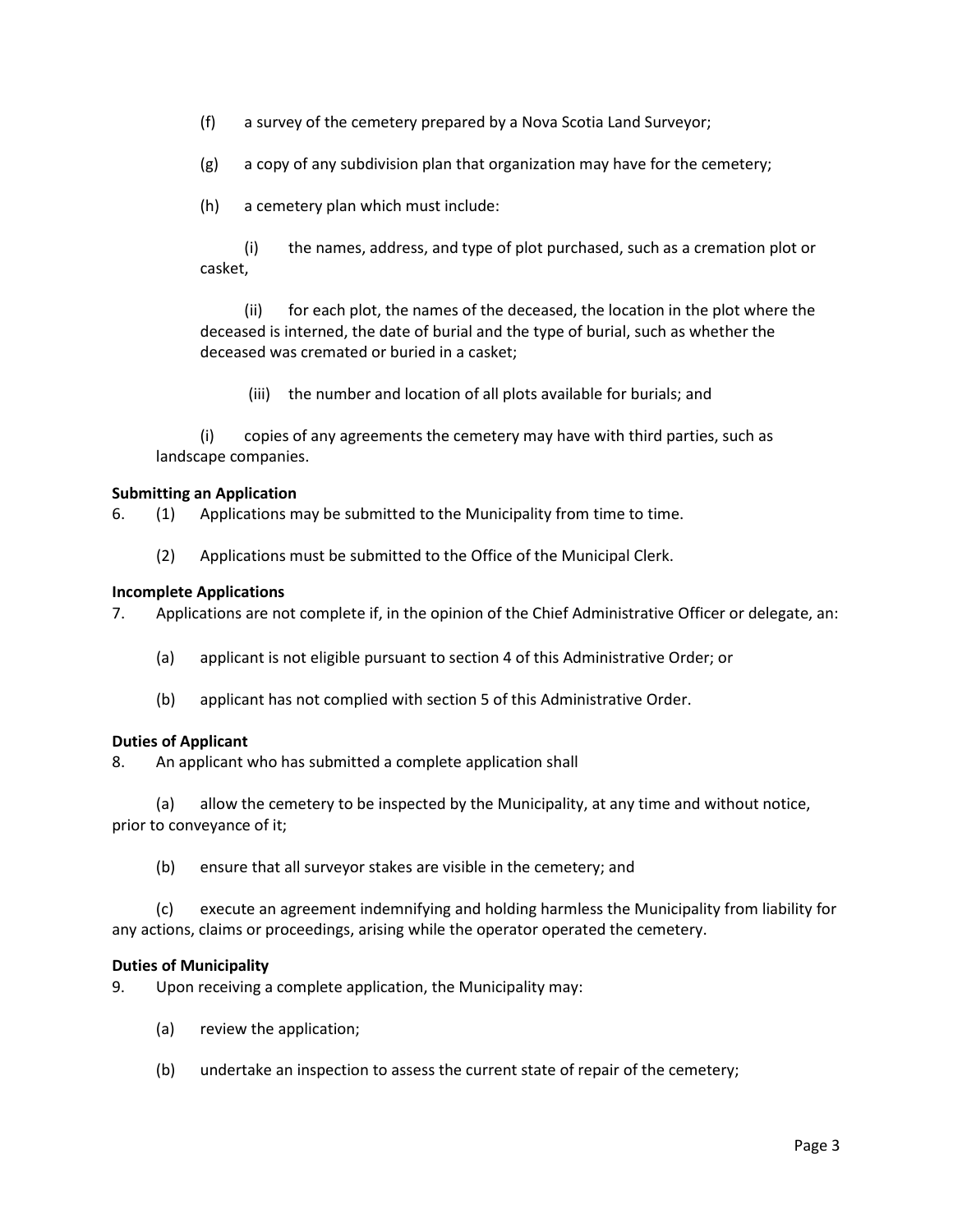(f) a survey of the cemetery prepared by a Nova Scotia Land Surveyor;

(g) a copy of any subdivision plan that organization may have for the cemetery;

(h) a cemetery plan which must include:

(i) the names, address, and type of plot purchased, such as a cremation plot or casket,

(ii) for each plot, the names of the deceased, the location in the plot where the deceased is interned, the date of burial and the type of burial, such as whether the deceased was cremated or buried in a casket;

(iii) the number and location of all plots available for burials; and

(i) copies of any agreements the cemetery may have with third parties, such as landscape companies.

**Submitting an Application**

6. (1) Applications may be submitted to the Municipality from time to time.

(2) Applications must be submitted to the Office of the Municipal Clerk.

**Incomplete Applications**

7. Applications are not complete if, in the opinion of the Chief Administrative Officer or delegate, an:

(a) applicant is not eligible pursuant to section 4 of this Administrative Order; or

(b) applicant has not complied with section 5 of this Administrative Order.

**Duties of Applicant**

8. An applicant who has submitted a complete application shall

(a) allow the cemetery to be inspected by the Municipality, at any time and without notice, prior to conveyance of it;

(b) ensure that all surveyor stakes are visible in the cemetery; and

(c) execute an agreement indemnifying and holding harmless the Municipality from liability for any actions, claims or proceedings, arising while the operator operated the cemetery.

**Duties of Municipality**

9. Upon receiving a complete application, the Municipality may:

(a) review the application;

(b) undertake an inspection to assess the current state of repair of the cemetery;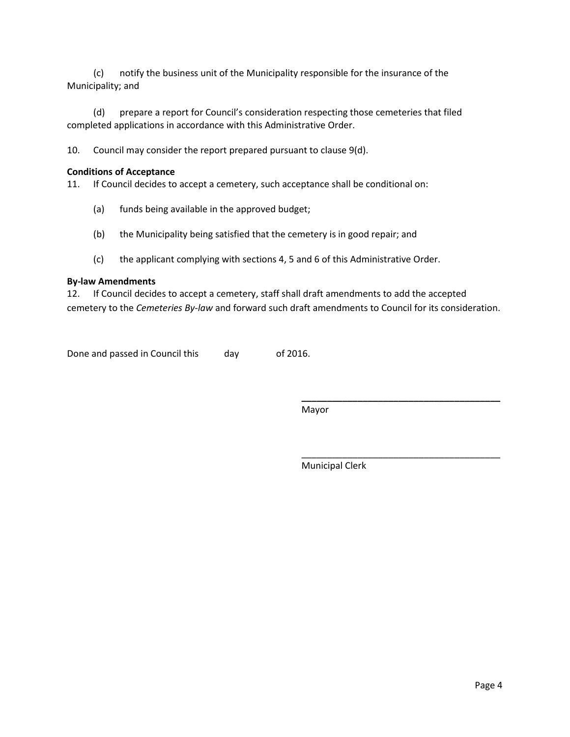(c) notify the business unit of the Municipality responsible for the insurance of the Municipality; and

(d) prepare a report for Council's consideration respecting those cemeteries that filed completed applications in accordance with this Administrative Order.

10. Council may consider the report prepared pursuant to clause 9(d).

**Conditions of Acceptance**

11. If Council decides to accept a cemetery, such acceptance shall be conditional on:

(a) funds being available in the approved budget;

(b) the Municipality being satisfied that the cemetery is in good repair; and

(c) the applicant complying with sections 4, 5 and 6 of this Administrative Order.

**By-law Amendments**

12. If Council decides to accept a cemetery, staff shall draft amendments to add the accepted cemetery to the *Cemeteries By-law* and forward such draft amendments to Council for its consideration.

Done and passed in Council this day of 2016.

\_\_\_\_\_\_\_\_\_\_\_\_\_\_\_\_\_\_\_\_\_\_\_\_\_\_\_\_\_\_\_\_\_\_\_\_\_\_\_\_
Mayor

\_\_\_\_\_\_\_\_\_\_\_\_\_\_\_\_\_\_\_\_\_\_\_\_\_\_\_\_\_\_\_\_\_\_\_\_\_\_\_\_
Municipal Clerk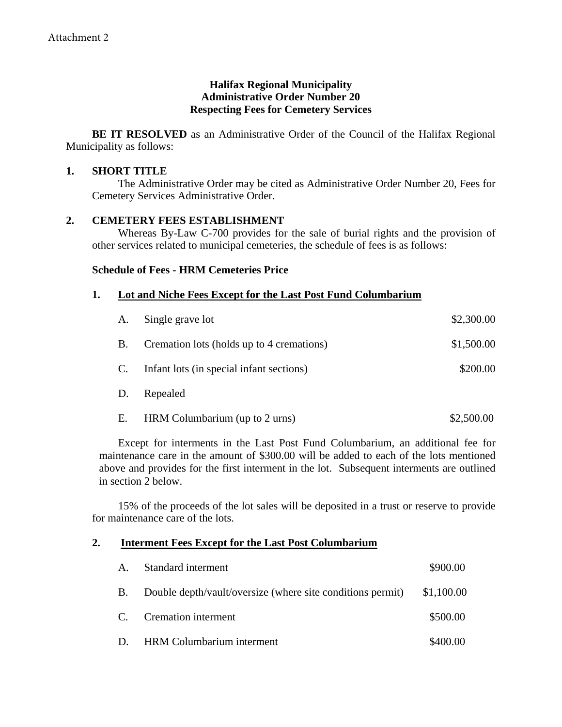Attachment 2

**Halifax Regional Municipality**
**Administrative Order Number 20**
**Respecting Fees for Cemetery Services**

**BE IT RESOLVED** as an Administrative Order of the Council of the Halifax Regional Municipality as follows:

**1. SHORT TITLE**

The Administrative Order may be cited as Administrative Order Number 20, Fees for Cemetery Services Administrative Order.

**2. CEMETERY FEES ESTABLISHMENT**

Whereas By-Law C-700 provides for the sale of burial rights and the provision of other services related to municipal cemeteries, the schedule of fees is as follows:

**Schedule of Fees - HRM Cemeteries Price**

**1. <u>Lot and Niche Fees Except for the Last Post Fund Columbarium</u>**

| | | |
|---|---|---|
| A. | Single grave lot | $2,300.00 |
| B. | Cremation lots (holds up to 4 cremations) | $1,500.00 |
| C. | Infant lots (in special infant sections) | $200.00 |
| D. | Repealed | |
| E. | HRM Columbarium (up to 2 urns) | $2,500.00 |

Except for interments in the Last Post Fund Columbarium, an additional fee for maintenance care in the amount of $300.00 will be added to each of the lots mentioned above and provides for the first interment in the lot. Subsequent interments are outlined in section 2 below.

15% of the proceeds of the lot sales will be deposited in a trust or reserve to provide for maintenance care of the lots.

**2. <u>Interment Fees Except for the Last Post Columbarium</u>**

| | | |
|---|---|---|
| A. | Standard interment | $900.00 |
| B. | Double depth/vault/oversize (where site conditions permit) | $1,100.00 |
| C. | Cremation interment | $500.00 |
| D. | HRM Columbarium interment | $400.00 |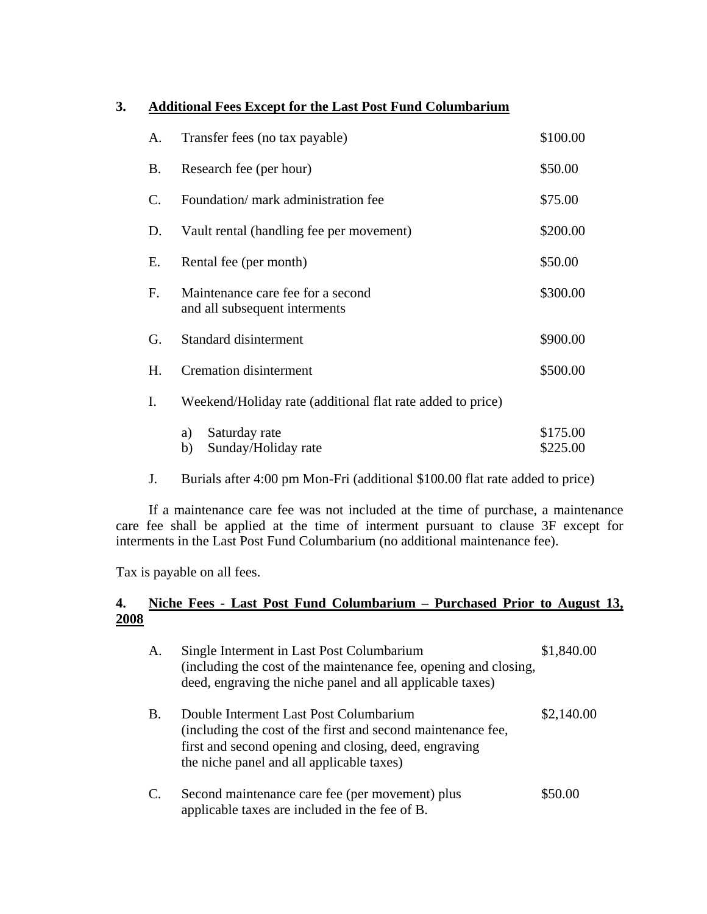## 3. Additional Fees Except for the Last Post Fund Columbarium

| | | |
|---|---|---|
| A. | Transfer fees (no tax payable) | $100.00 |
| B. | Research fee (per hour) | $50.00 |
| C. | Foundation/ mark administration fee | $75.00 |
| D. | Vault rental (handling fee per movement) | $200.00 |
| E. | Rental fee (per month) | $50.00 |
| F. | Maintenance care fee for a second and all subsequent interments | $300.00 |
| G. | Standard disinterment | $900.00 |
| H. | Cremation disinterment | $500.00 |
| I. | Weekend/Holiday rate (additional flat rate added to price) | |
| | a) Saturday rate | $175.00 |
| | b) Sunday/Holiday rate | $225.00 |
| J. | Burials after 4:00 pm Mon-Fri (additional $100.00 flat rate added to price) | |

If a maintenance care fee was not included at the time of purchase, a maintenance care fee shall be applied at the time of interment pursuant to clause 3F except for interments in the Last Post Fund Columbarium (no additional maintenance fee).

Tax is payable on all fees.

## 4. Niche Fees - Last Post Fund Columbarium – Purchased Prior to August 13, 2008

| | | |
|---|---|---|
| A. | Single Interment in Last Post Columbarium (including the cost of the maintenance fee, opening and closing, deed, engraving the niche panel and all applicable taxes) | $1,840.00 |
| B. | Double Interment Last Post Columbarium (including the cost of the first and second maintenance fee, first and second opening and closing, deed, engraving the niche panel and all applicable taxes) | $2,140.00 |
| C. | Second maintenance care fee (per movement) plus applicable taxes are included in the fee of B. | $50.00 |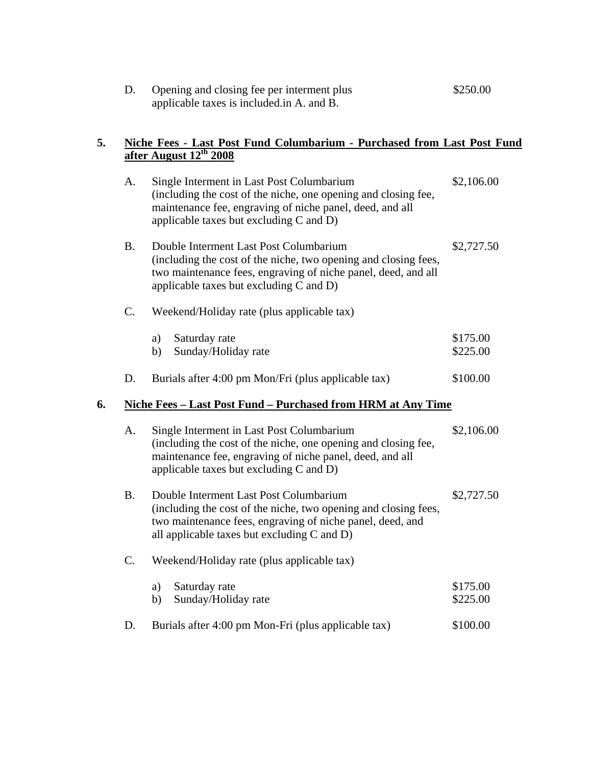D. Opening and closing fee per interment plus applicable taxes is included.in A. and B. $250.00

## 5. Niche Fees - Last Post Fund Columbarium - Purchased from Last Post Fund after August 12th 2008

A. Single Interment in Last Post Columbarium (including the cost of the niche, one opening and closing fee, maintenance fee, engraving of niche panel, deed, and all applicable taxes but excluding C and D) $2,106.00

B. Double Interment Last Post Columbarium (including the cost of the niche, two opening and closing fees, two maintenance fees, engraving of niche panel, deed, and all applicable taxes but excluding C and D) $2,727.50

C. Weekend/Holiday rate (plus applicable tax)

- a) Saturday rate $175.00
- b) Sunday/Holiday rate $225.00

D. Burials after 4:00 pm Mon/Fri (plus applicable tax) $100.00

## 6. Niche Fees – Last Post Fund – Purchased from HRM at Any Time

A. Single Interment in Last Post Columbarium (including the cost of the niche, one opening and closing fee, maintenance fee, engraving of niche panel, deed, and all applicable taxes but excluding C and D) $2,106.00

B. Double Interment Last Post Columbarium (including the cost of the niche, two opening and closing fees, two maintenance fees, engraving of niche panel, deed, and all applicable taxes but excluding C and D) $2,727.50

C. Weekend/Holiday rate (plus applicable tax)

- a) Saturday rate $175.00
- b) Sunday/Holiday rate $225.00

D. Burials after 4:00 pm Mon-Fri (plus applicable tax) $100.00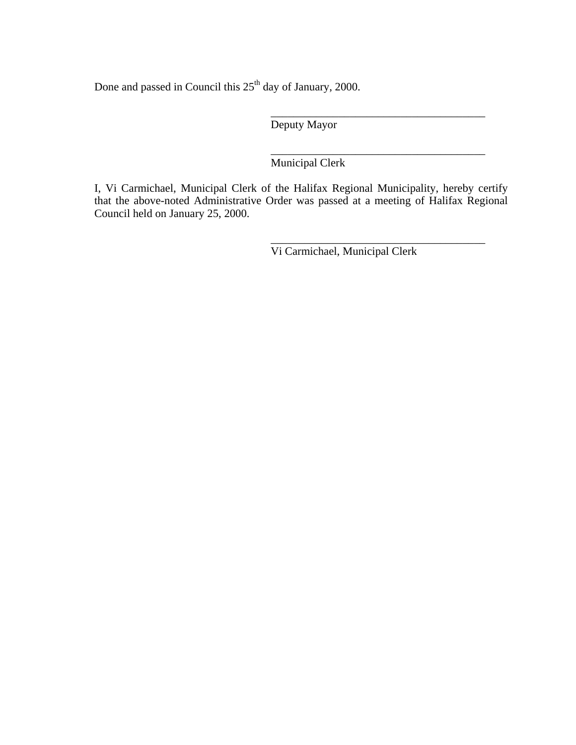Done and passed in Council this 25th day of January, 2000.

\_\_\_\_\_\_\_\_\_\_\_\_\_\_\_\_\_\_\_\_\_\_\_\_\_\_\_\_\_\_\_\_\_\_\_\_\_\_\_
Deputy Mayor

\_\_\_\_\_\_\_\_\_\_\_\_\_\_\_\_\_\_\_\_\_\_\_\_\_\_\_\_\_\_\_\_\_\_\_\_\_\_\_
Municipal Clerk

I, Vi Carmichael, Municipal Clerk of the Halifax Regional Municipality, hereby certify that the above-noted Administrative Order was passed at a meeting of Halifax Regional Council held on January 25, 2000.

\_\_\_\_\_\_\_\_\_\_\_\_\_\_\_\_\_\_\_\_\_\_\_\_\_\_\_\_\_\_\_\_\_\_\_\_\_\_\_
Vi Carmichael, Municipal Clerk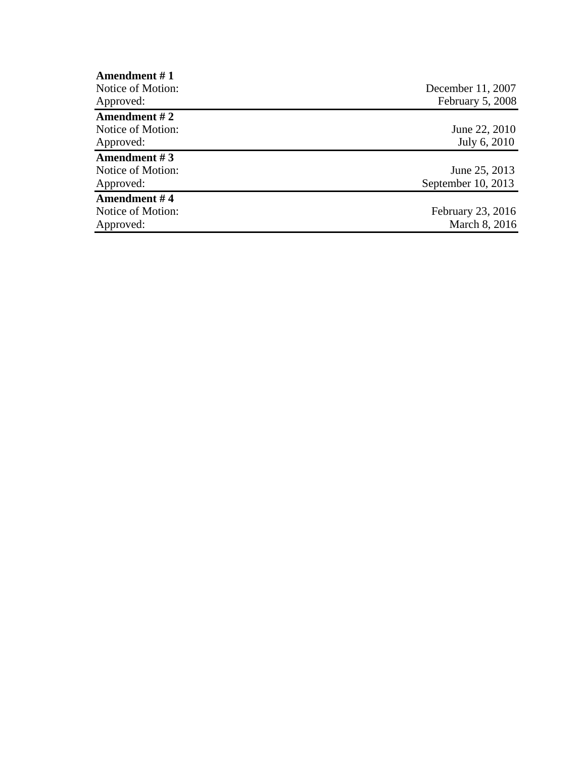**Amendment # 1**

| | |
|---|---|
| Notice of Motion: | December 11, 2007 |
| Approved: | February 5, 2008 |

**Amendment # 2**

| | |
|---|---|
| Notice of Motion: | June 22, 2010 |
| Approved: | July 6, 2010 |

**Amendment # 3**

| | |
|---|---|
| Notice of Motion: | June 25, 2013 |
| Approved: | September 10, 2013 |

**Amendment # 4**

| | |
|---|---|
| Notice of Motion: | February 23, 2016 |
| Approved: | March 8, 2016 |